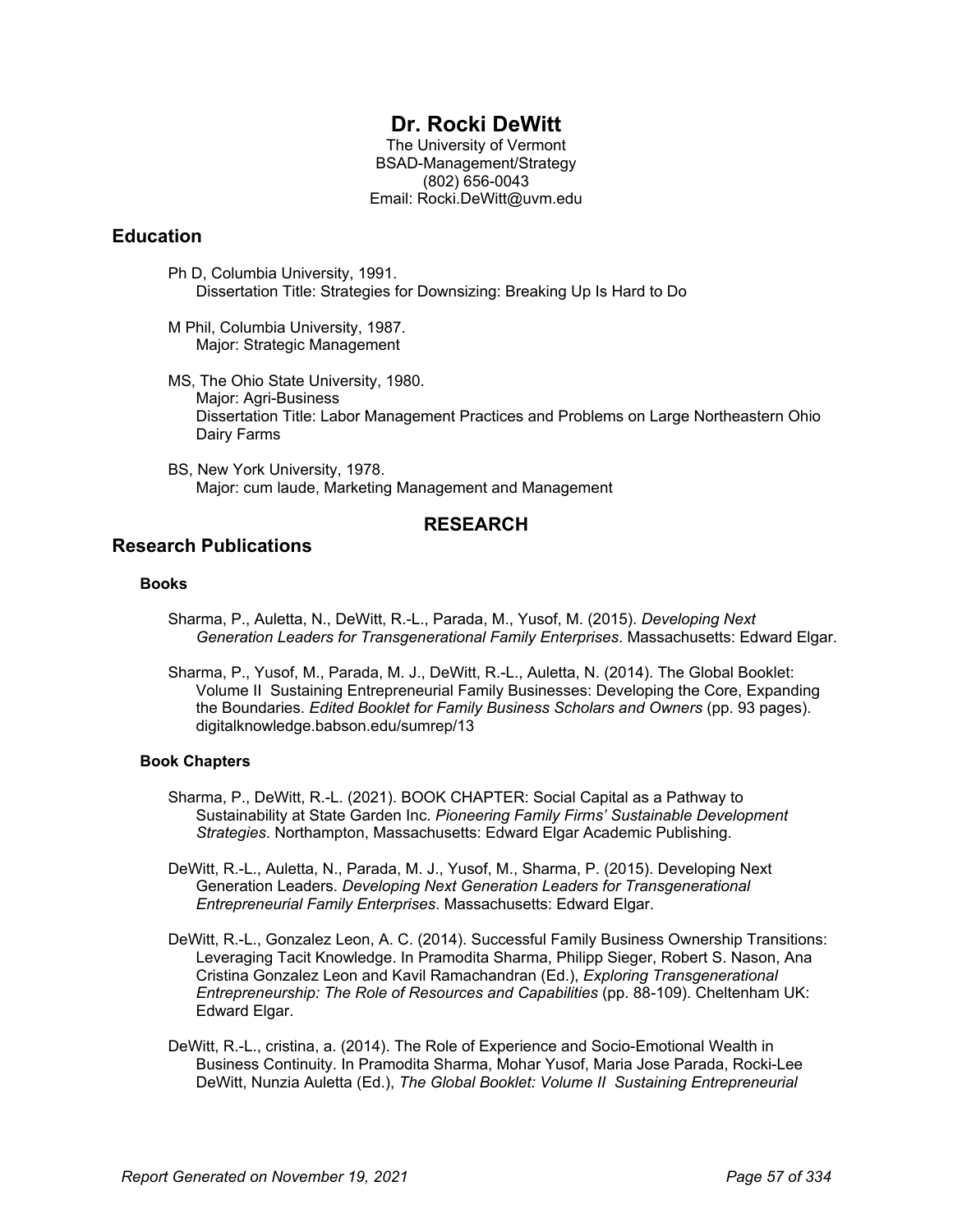# Dr. Rocki DeWitt

The University of Vermont
BSAD-Management/Strategy
(802) 656-0043
Email: Rocki.DeWitt@uvm.edu

## Education

Ph D, Columbia University, 1991.
Dissertation Title: Strategies for Downsizing: Breaking Up Is Hard to Do

M Phil, Columbia University, 1987.
Major: Strategic Management

MS, The Ohio State University, 1980.
Major: Agri-Business
Dissertation Title: Labor Management Practices and Problems on Large Northeastern Ohio Dairy Farms

BS, New York University, 1978.
Major: cum laude, Marketing Management and Management

# RESEARCH

## Research Publications

### Books

Sharma, P., Auletta, N., DeWitt, R.-L., Parada, M., Yusof, M. (2015). *Developing Next Generation Leaders for Transgenerational Family Enterprises*. Massachusetts: Edward Elgar.

Sharma, P., Yusof, M., Parada, M. J., DeWitt, R.-L., Auletta, N. (2014). The Global Booklet: Volume II Sustaining Entrepreneurial Family Businesses: Developing the Core, Expanding the Boundaries. *Edited Booklet for Family Business Scholars and Owners* (pp. 93 pages). digitalknowledge.babson.edu/sumrep/13

### Book Chapters

Sharma, P., DeWitt, R.-L. (2021). BOOK CHAPTER: Social Capital as a Pathway to Sustainability at State Garden Inc. *Pioneering Family Firms' Sustainable Development Strategies*. Northampton, Massachusetts: Edward Elgar Academic Publishing.

DeWitt, R.-L., Auletta, N., Parada, M. J., Yusof, M., Sharma, P. (2015). Developing Next Generation Leaders. *Developing Next Generation Leaders for Transgenerational Entrepreneurial Family Enterprises*. Massachusetts: Edward Elgar.

DeWitt, R.-L., Gonzalez Leon, A. C. (2014). Successful Family Business Ownership Transitions: Leveraging Tacit Knowledge. In Pramodita Sharma, Philipp Sieger, Robert S. Nason, Ana Cristina Gonzalez Leon and Kavil Ramachandran (Ed.), *Exploring Transgenerational Entrepreneurship: The Role of Resources and Capabilities* (pp. 88-109). Cheltenham UK: Edward Elgar.

DeWitt, R.-L., cristina, a. (2014). The Role of Experience and Socio-Emotional Wealth in Business Continuity. In Pramodita Sharma, Mohar Yusof, Maria Jose Parada, Rocki-Lee DeWitt, Nunzia Auletta (Ed.), *The Global Booklet: Volume II Sustaining Entrepreneurial*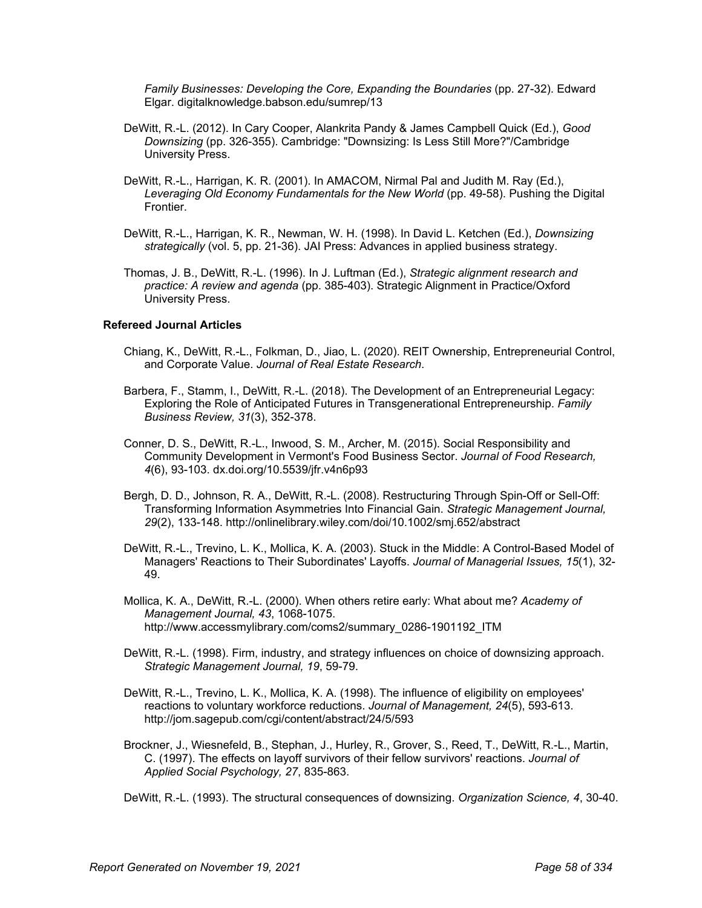*Family Businesses: Developing the Core, Expanding the Boundaries* (pp. 27-32). Edward Elgar. digitalknowledge.babson.edu/sumrep/13

DeWitt, R.-L. (2012). In Cary Cooper, Alankrita Pandy & James Campbell Quick (Ed.), *Good Downsizing* (pp. 326-355). Cambridge: "Downsizing: Is Less Still More?"/Cambridge University Press.

DeWitt, R.-L., Harrigan, K. R. (2001). In AMACOM, Nirmal Pal and Judith M. Ray (Ed.), *Leveraging Old Economy Fundamentals for the New World* (pp. 49-58). Pushing the Digital Frontier.

DeWitt, R.-L., Harrigan, K. R., Newman, W. H. (1998). In David L. Ketchen (Ed.), *Downsizing strategically* (vol. 5, pp. 21-36). JAI Press: Advances in applied business strategy.

Thomas, J. B., DeWitt, R.-L. (1996). In J. Luftman (Ed.), *Strategic alignment research and practice: A review and agenda* (pp. 385-403). Strategic Alignment in Practice/Oxford University Press.

**Refereed Journal Articles**

Chiang, K., DeWitt, R.-L., Folkman, D., Jiao, L. (2020). REIT Ownership, Entrepreneurial Control, and Corporate Value. *Journal of Real Estate Research*.

Barbera, F., Stamm, I., DeWitt, R.-L. (2018). The Development of an Entrepreneurial Legacy: Exploring the Role of Anticipated Futures in Transgenerational Entrepreneurship. *Family Business Review, 31*(3), 352-378.

Conner, D. S., DeWitt, R.-L., Inwood, S. M., Archer, M. (2015). Social Responsibility and Community Development in Vermont's Food Business Sector. *Journal of Food Research, 4*(6), 93-103. dx.doi.org/10.5539/jfr.v4n6p93

Bergh, D. D., Johnson, R. A., DeWitt, R.-L. (2008). Restructuring Through Spin-Off or Sell-Off: Transforming Information Asymmetries Into Financial Gain. *Strategic Management Journal, 29*(2), 133-148. http://onlinelibrary.wiley.com/doi/10.1002/smj.652/abstract

DeWitt, R.-L., Trevino, L. K., Mollica, K. A. (2003). Stuck in the Middle: A Control-Based Model of Managers' Reactions to Their Subordinates' Layoffs. *Journal of Managerial Issues, 15*(1), 32-49.

Mollica, K. A., DeWitt, R.-L. (2000). When others retire early: What about me? *Academy of Management Journal, 43*, 1068-1075. http://www.accessmylibrary.com/coms2/summary_0286-1901192_ITM

DeWitt, R.-L. (1998). Firm, industry, and strategy influences on choice of downsizing approach. *Strategic Management Journal, 19*, 59-79.

DeWitt, R.-L., Trevino, L. K., Mollica, K. A. (1998). The influence of eligibility on employees' reactions to voluntary workforce reductions. *Journal of Management, 24*(5), 593-613. http://jom.sagepub.com/cgi/content/abstract/24/5/593

Brockner, J., Wiesnefeld, B., Stephan, J., Hurley, R., Grover, S., Reed, T., DeWitt, R.-L., Martin, C. (1997). The effects on layoff survivors of their fellow survivors' reactions. *Journal of Applied Social Psychology, 27*, 835-863.

DeWitt, R.-L. (1993). The structural consequences of downsizing. *Organization Science, 4*, 30-40.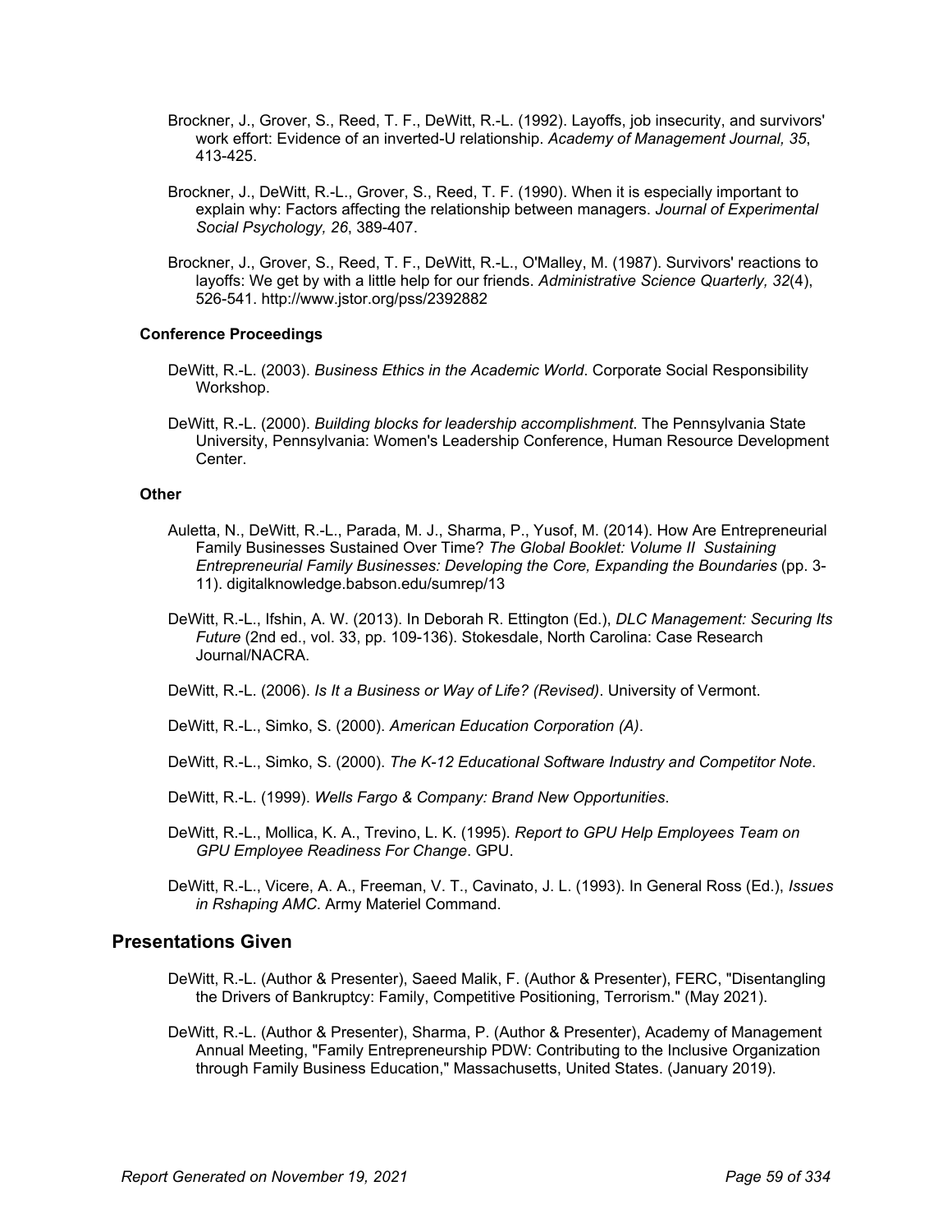Brockner, J., Grover, S., Reed, T. F., DeWitt, R.-L. (1992). Layoffs, job insecurity, and survivors' work effort: Evidence of an inverted-U relationship. *Academy of Management Journal, 35*, 413-425.

Brockner, J., DeWitt, R.-L., Grover, S., Reed, T. F. (1990). When it is especially important to explain why: Factors affecting the relationship between managers. *Journal of Experimental Social Psychology, 26*, 389-407.

Brockner, J., Grover, S., Reed, T. F., DeWitt, R.-L., O'Malley, M. (1987). Survivors' reactions to layoffs: We get by with a little help for our friends. *Administrative Science Quarterly, 32*(4), 526-541. http://www.jstor.org/pss/2392882

#### Conference Proceedings

DeWitt, R.-L. (2003). *Business Ethics in the Academic World*. Corporate Social Responsibility Workshop.

DeWitt, R.-L. (2000). *Building blocks for leadership accomplishment*. The Pennsylvania State University, Pennsylvania: Women's Leadership Conference, Human Resource Development Center.

#### Other

Auletta, N., DeWitt, R.-L., Parada, M. J., Sharma, P., Yusof, M. (2014). How Are Entrepreneurial Family Businesses Sustained Over Time? *The Global Booklet: Volume II Sustaining Entrepreneurial Family Businesses: Developing the Core, Expanding the Boundaries* (pp. 3-11). digitalknowledge.babson.edu/sumrep/13

DeWitt, R.-L., Ifshin, A. W. (2013). In Deborah R. Ettington (Ed.), *DLC Management: Securing Its Future* (2nd ed., vol. 33, pp. 109-136). Stokesdale, North Carolina: Case Research Journal/NACRA.

DeWitt, R.-L. (2006). *Is It a Business or Way of Life? (Revised)*. University of Vermont.

DeWitt, R.-L., Simko, S. (2000). *American Education Corporation (A)*.

DeWitt, R.-L., Simko, S. (2000). *The K-12 Educational Software Industry and Competitor Note*.

DeWitt, R.-L. (1999). *Wells Fargo & Company: Brand New Opportunities*.

DeWitt, R.-L., Mollica, K. A., Trevino, L. K. (1995). *Report to GPU Help Employees Team on GPU Employee Readiness For Change*. GPU.

DeWitt, R.-L., Vicere, A. A., Freeman, V. T., Cavinato, J. L. (1993). In General Ross (Ed.), *Issues in Rshaping AMC*. Army Materiel Command.

## Presentations Given

DeWitt, R.-L. (Author & Presenter), Saeed Malik, F. (Author & Presenter), FERC, "Disentangling the Drivers of Bankruptcy: Family, Competitive Positioning, Terrorism." (May 2021).

DeWitt, R.-L. (Author & Presenter), Sharma, P. (Author & Presenter), Academy of Management Annual Meeting, "Family Entrepreneurship PDW: Contributing to the Inclusive Organization through Family Business Education," Massachusetts, United States. (January 2019).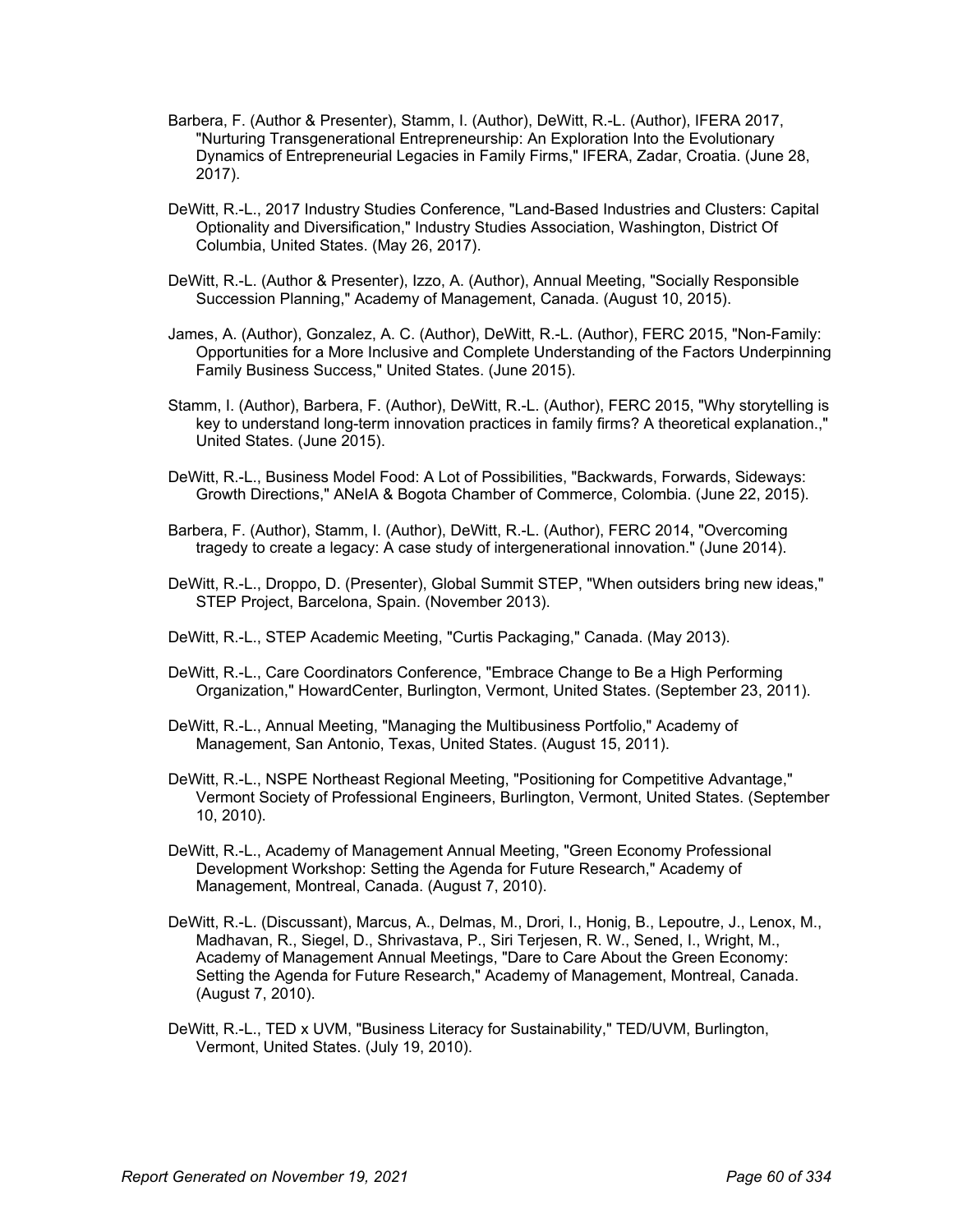Barbera, F. (Author & Presenter), Stamm, I. (Author), DeWitt, R.-L. (Author), IFERA 2017, "Nurturing Transgenerational Entrepreneurship: An Exploration Into the Evolutionary Dynamics of Entrepreneurial Legacies in Family Firms," IFERA, Zadar, Croatia. (June 28, 2017).

DeWitt, R.-L., 2017 Industry Studies Conference, "Land-Based Industries and Clusters: Capital Optionality and Diversification," Industry Studies Association, Washington, District Of Columbia, United States. (May 26, 2017).

DeWitt, R.-L. (Author & Presenter), Izzo, A. (Author), Annual Meeting, "Socially Responsible Succession Planning," Academy of Management, Canada. (August 10, 2015).

James, A. (Author), Gonzalez, A. C. (Author), DeWitt, R.-L. (Author), FERC 2015, "Non-Family: Opportunities for a More Inclusive and Complete Understanding of the Factors Underpinning Family Business Success," United States. (June 2015).

Stamm, I. (Author), Barbera, F. (Author), DeWitt, R.-L. (Author), FERC 2015, "Why storytelling is key to understand long-term innovation practices in family firms? A theoretical explanation.," United States. (June 2015).

DeWitt, R.-L., Business Model Food: A Lot of Possibilities, "Backwards, Forwards, Sideways: Growth Directions," ANeIA & Bogota Chamber of Commerce, Colombia. (June 22, 2015).

Barbera, F. (Author), Stamm, I. (Author), DeWitt, R.-L. (Author), FERC 2014, "Overcoming tragedy to create a legacy: A case study of intergenerational innovation." (June 2014).

DeWitt, R.-L., Droppo, D. (Presenter), Global Summit STEP, "When outsiders bring new ideas," STEP Project, Barcelona, Spain. (November 2013).

DeWitt, R.-L., STEP Academic Meeting, "Curtis Packaging," Canada. (May 2013).

DeWitt, R.-L., Care Coordinators Conference, "Embrace Change to Be a High Performing Organization," HowardCenter, Burlington, Vermont, United States. (September 23, 2011).

DeWitt, R.-L., Annual Meeting, "Managing the Multibusiness Portfolio," Academy of Management, San Antonio, Texas, United States. (August 15, 2011).

DeWitt, R.-L., NSPE Northeast Regional Meeting, "Positioning for Competitive Advantage," Vermont Society of Professional Engineers, Burlington, Vermont, United States. (September 10, 2010).

DeWitt, R.-L., Academy of Management Annual Meeting, "Green Economy Professional Development Workshop: Setting the Agenda for Future Research," Academy of Management, Montreal, Canada. (August 7, 2010).

DeWitt, R.-L. (Discussant), Marcus, A., Delmas, M., Drori, I., Honig, B., Lepoutre, J., Lenox, M., Madhavan, R., Siegel, D., Shrivastava, P., Siri Terjesen, R. W., Sened, I., Wright, M., Academy of Management Annual Meetings, "Dare to Care About the Green Economy: Setting the Agenda for Future Research," Academy of Management, Montreal, Canada. (August 7, 2010).

DeWitt, R.-L., TED x UVM, "Business Literacy for Sustainability," TED/UVM, Burlington, Vermont, United States. (July 19, 2010).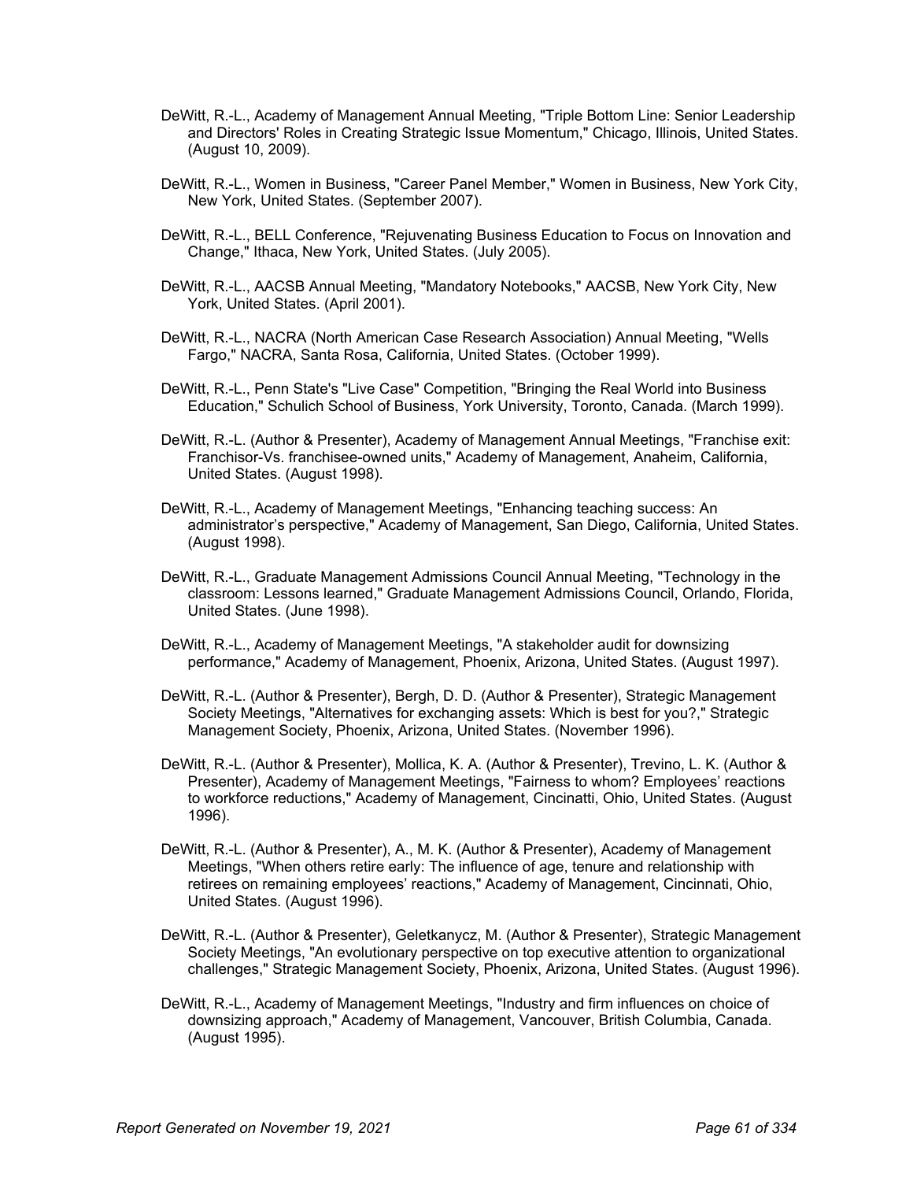DeWitt, R.-L., Academy of Management Annual Meeting, "Triple Bottom Line: Senior Leadership and Directors' Roles in Creating Strategic Issue Momentum," Chicago, Illinois, United States. (August 10, 2009).

DeWitt, R.-L., Women in Business, "Career Panel Member," Women in Business, New York City, New York, United States. (September 2007).

DeWitt, R.-L., BELL Conference, "Rejuvenating Business Education to Focus on Innovation and Change," Ithaca, New York, United States. (July 2005).

DeWitt, R.-L., AACSB Annual Meeting, "Mandatory Notebooks," AACSB, New York City, New York, United States. (April 2001).

DeWitt, R.-L., NACRA (North American Case Research Association) Annual Meeting, "Wells Fargo," NACRA, Santa Rosa, California, United States. (October 1999).

DeWitt, R.-L., Penn State's "Live Case" Competition, "Bringing the Real World into Business Education," Schulich School of Business, York University, Toronto, Canada. (March 1999).

DeWitt, R.-L. (Author & Presenter), Academy of Management Annual Meetings, "Franchise exit: Franchisor-Vs. franchisee-owned units," Academy of Management, Anaheim, California, United States. (August 1998).

DeWitt, R.-L., Academy of Management Meetings, "Enhancing teaching success: An administrator's perspective," Academy of Management, San Diego, California, United States. (August 1998).

DeWitt, R.-L., Graduate Management Admissions Council Annual Meeting, "Technology in the classroom: Lessons learned," Graduate Management Admissions Council, Orlando, Florida, United States. (June 1998).

DeWitt, R.-L., Academy of Management Meetings, "A stakeholder audit for downsizing performance," Academy of Management, Phoenix, Arizona, United States. (August 1997).

DeWitt, R.-L. (Author & Presenter), Bergh, D. D. (Author & Presenter), Strategic Management Society Meetings, "Alternatives for exchanging assets: Which is best for you?," Strategic Management Society, Phoenix, Arizona, United States. (November 1996).

DeWitt, R.-L. (Author & Presenter), Mollica, K. A. (Author & Presenter), Trevino, L. K. (Author & Presenter), Academy of Management Meetings, "Fairness to whom? Employees' reactions to workforce reductions," Academy of Management, Cincinatti, Ohio, United States. (August 1996).

DeWitt, R.-L. (Author & Presenter), A., M. K. (Author & Presenter), Academy of Management Meetings, "When others retire early: The influence of age, tenure and relationship with retirees on remaining employees' reactions," Academy of Management, Cincinnati, Ohio, United States. (August 1996).

DeWitt, R.-L. (Author & Presenter), Geletkanycz, M. (Author & Presenter), Strategic Management Society Meetings, "An evolutionary perspective on top executive attention to organizational challenges," Strategic Management Society, Phoenix, Arizona, United States. (August 1996).

DeWitt, R.-L., Academy of Management Meetings, "Industry and firm influences on choice of downsizing approach," Academy of Management, Vancouver, British Columbia, Canada. (August 1995).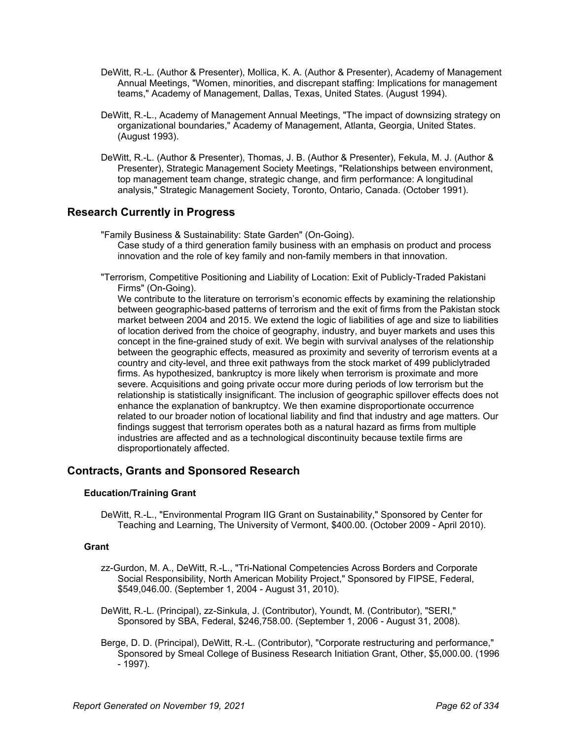DeWitt, R.-L. (Author & Presenter), Mollica, K. A. (Author & Presenter), Academy of Management Annual Meetings, "Women, minorities, and discrepant staffing: Implications for management teams," Academy of Management, Dallas, Texas, United States. (August 1994).

DeWitt, R.-L., Academy of Management Annual Meetings, "The impact of downsizing strategy on organizational boundaries," Academy of Management, Atlanta, Georgia, United States. (August 1993).

DeWitt, R.-L. (Author & Presenter), Thomas, J. B. (Author & Presenter), Fekula, M. J. (Author & Presenter), Strategic Management Society Meetings, "Relationships between environment, top management team change, strategic change, and firm performance: A longitudinal analysis," Strategic Management Society, Toronto, Ontario, Canada. (October 1991).

## Research Currently in Progress

"Family Business & Sustainability: State Garden" (On-Going).
Case study of a third generation family business with an emphasis on product and process innovation and the role of key family and non-family members in that innovation.

"Terrorism, Competitive Positioning and Liability of Location: Exit of Publicly-Traded Pakistani Firms" (On-Going).
We contribute to the literature on terrorism's economic effects by examining the relationship between geographic-based patterns of terrorism and the exit of firms from the Pakistan stock market between 2004 and 2015. We extend the logic of liabilities of age and size to liabilities of location derived from the choice of geography, industry, and buyer markets and uses this concept in the fine-grained study of exit. We begin with survival analyses of the relationship between the geographic effects, measured as proximity and severity of terrorism events at a country and city-level, and three exit pathways from the stock market of 499 publiclytraded firms. As hypothesized, bankruptcy is more likely when terrorism is proximate and more severe. Acquisitions and going private occur more during periods of low terrorism but the relationship is statistically insignificant. The inclusion of geographic spillover effects does not enhance the explanation of bankruptcy. We then examine disproportionate occurrence related to our broader notion of locational liability and find that industry and age matters. Our findings suggest that terrorism operates both as a natural hazard as firms from multiple industries are affected and as a technological discontinuity because textile firms are disproportionately affected.

## Contracts, Grants and Sponsored Research

### Education/Training Grant

DeWitt, R.-L., "Environmental Program IIG Grant on Sustainability," Sponsored by Center for Teaching and Learning, The University of Vermont, $400.00. (October 2009 - April 2010).

### Grant

zz-Gurdon, M. A., DeWitt, R.-L., "Tri-National Competencies Across Borders and Corporate Social Responsibility, North American Mobility Project," Sponsored by FIPSE, Federal, $549,046.00. (September 1, 2004 - August 31, 2010).

DeWitt, R.-L. (Principal), zz-Sinkula, J. (Contributor), Youndt, M. (Contributor), "SERI," Sponsored by SBA, Federal, $246,758.00. (September 1, 2006 - August 31, 2008).

Berge, D. D. (Principal), DeWitt, R.-L. (Contributor), "Corporate restructuring and performance," Sponsored by Smeal College of Business Research Initiation Grant, Other, $5,000.00. (1996 - 1997).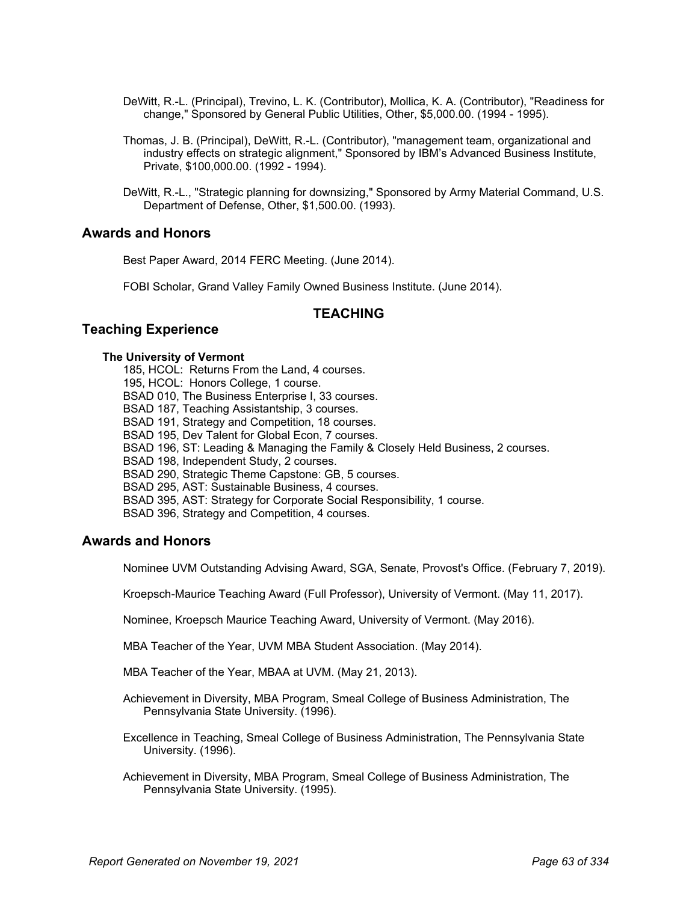DeWitt, R.-L. (Principal), Trevino, L. K. (Contributor), Mollica, K. A. (Contributor), "Readiness for change," Sponsored by General Public Utilities, Other, $5,000.00. (1994 - 1995).

Thomas, J. B. (Principal), DeWitt, R.-L. (Contributor), "management team, organizational and industry effects on strategic alignment," Sponsored by IBM's Advanced Business Institute, Private, $100,000.00. (1992 - 1994).

DeWitt, R.-L., "Strategic planning for downsizing," Sponsored by Army Material Command, U.S. Department of Defense, Other, $1,500.00. (1993).

## Awards and Honors

Best Paper Award, 2014 FERC Meeting. (June 2014).

FOBI Scholar, Grand Valley Family Owned Business Institute. (June 2014).

# TEACHING

## Teaching Experience

### The University of Vermont

185, HCOL: Returns From the Land, 4 courses.
195, HCOL: Honors College, 1 course.
BSAD 010, The Business Enterprise I, 33 courses.
BSAD 187, Teaching Assistantship, 3 courses.
BSAD 191, Strategy and Competition, 18 courses.
BSAD 195, Dev Talent for Global Econ, 7 courses.
BSAD 196, ST: Leading & Managing the Family & Closely Held Business, 2 courses.
BSAD 198, Independent Study, 2 courses.
BSAD 290, Strategic Theme Capstone: GB, 5 courses.
BSAD 295, AST: Sustainable Business, 4 courses.
BSAD 395, AST: Strategy for Corporate Social Responsibility, 1 course.
BSAD 396, Strategy and Competition, 4 courses.

## Awards and Honors

Nominee UVM Outstanding Advising Award, SGA, Senate, Provost's Office. (February 7, 2019).

Kroepsch-Maurice Teaching Award (Full Professor), University of Vermont. (May 11, 2017).

Nominee, Kroepsch Maurice Teaching Award, University of Vermont. (May 2016).

MBA Teacher of the Year, UVM MBA Student Association. (May 2014).

MBA Teacher of the Year, MBAA at UVM. (May 21, 2013).

Achievement in Diversity, MBA Program, Smeal College of Business Administration, The Pennsylvania State University. (1996).

Excellence in Teaching, Smeal College of Business Administration, The Pennsylvania State University. (1996).

Achievement in Diversity, MBA Program, Smeal College of Business Administration, The Pennsylvania State University. (1995).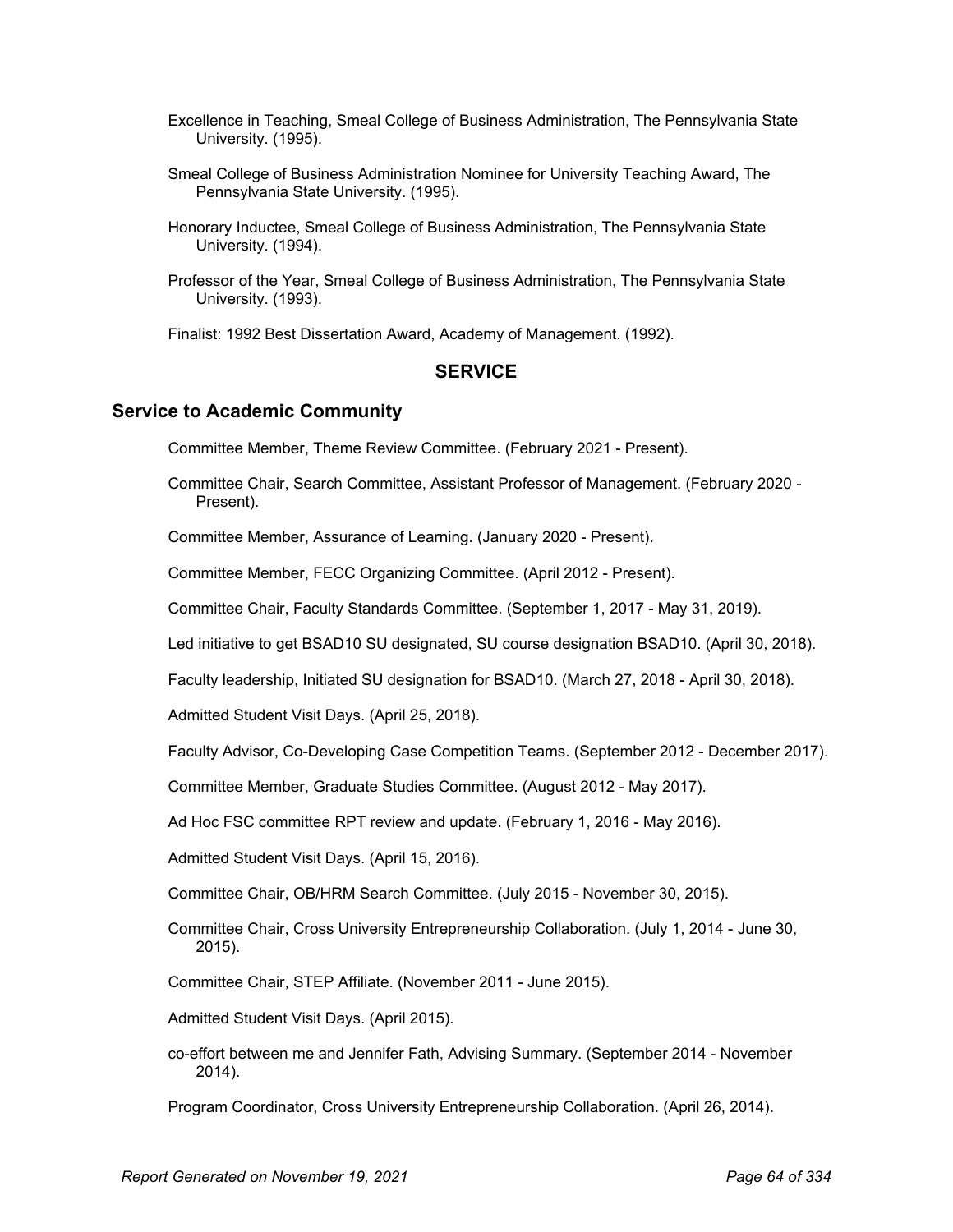Excellence in Teaching, Smeal College of Business Administration, The Pennsylvania State University. (1995).

Smeal College of Business Administration Nominee for University Teaching Award, The Pennsylvania State University. (1995).

Honorary Inductee, Smeal College of Business Administration, The Pennsylvania State University. (1994).

Professor of the Year, Smeal College of Business Administration, The Pennsylvania State University. (1993).

Finalist: 1992 Best Dissertation Award, Academy of Management. (1992).

## SERVICE

### Service to Academic Community

Committee Member, Theme Review Committee. (February 2021 - Present).

Committee Chair, Search Committee, Assistant Professor of Management. (February 2020 - Present).

Committee Member, Assurance of Learning. (January 2020 - Present).

Committee Member, FECC Organizing Committee. (April 2012 - Present).

Committee Chair, Faculty Standards Committee. (September 1, 2017 - May 31, 2019).

Led initiative to get BSAD10 SU designated, SU course designation BSAD10. (April 30, 2018).

Faculty leadership, Initiated SU designation for BSAD10. (March 27, 2018 - April 30, 2018).

Admitted Student Visit Days. (April 25, 2018).

Faculty Advisor, Co-Developing Case Competition Teams. (September 2012 - December 2017).

Committee Member, Graduate Studies Committee. (August 2012 - May 2017).

Ad Hoc FSC committee RPT review and update. (February 1, 2016 - May 2016).

Admitted Student Visit Days. (April 15, 2016).

Committee Chair, OB/HRM Search Committee. (July 2015 - November 30, 2015).

Committee Chair, Cross University Entrepreneurship Collaboration. (July 1, 2014 - June 30, 2015).

Committee Chair, STEP Affiliate. (November 2011 - June 2015).

Admitted Student Visit Days. (April 2015).

co-effort between me and Jennifer Fath, Advising Summary. (September 2014 - November 2014).

Program Coordinator, Cross University Entrepreneurship Collaboration. (April 26, 2014).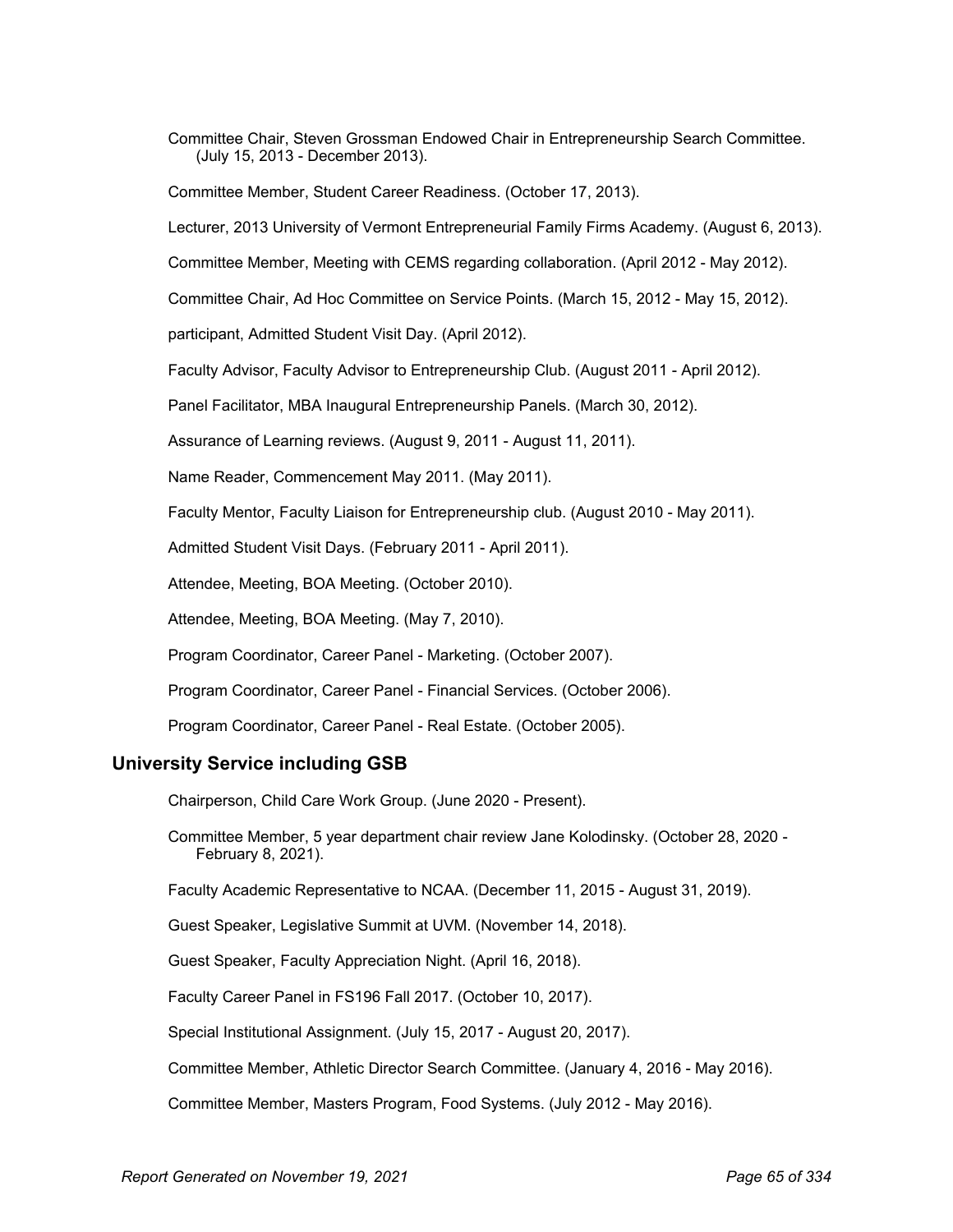Committee Chair, Steven Grossman Endowed Chair in Entrepreneurship Search Committee. (July 15, 2013 - December 2013).

Committee Member, Student Career Readiness. (October 17, 2013).

Lecturer, 2013 University of Vermont Entrepreneurial Family Firms Academy. (August 6, 2013).

Committee Member, Meeting with CEMS regarding collaboration. (April 2012 - May 2012).

Committee Chair, Ad Hoc Committee on Service Points. (March 15, 2012 - May 15, 2012).

participant, Admitted Student Visit Day. (April 2012).

Faculty Advisor, Faculty Advisor to Entrepreneurship Club. (August 2011 - April 2012).

Panel Facilitator, MBA Inaugural Entrepreneurship Panels. (March 30, 2012).

Assurance of Learning reviews. (August 9, 2011 - August 11, 2011).

Name Reader, Commencement May 2011. (May 2011).

Faculty Mentor, Faculty Liaison for Entrepreneurship club. (August 2010 - May 2011).

Admitted Student Visit Days. (February 2011 - April 2011).

Attendee, Meeting, BOA Meeting. (October 2010).

Attendee, Meeting, BOA Meeting. (May 7, 2010).

Program Coordinator, Career Panel - Marketing. (October 2007).

Program Coordinator, Career Panel - Financial Services. (October 2006).

Program Coordinator, Career Panel - Real Estate. (October 2005).

## University Service including GSB

Chairperson, Child Care Work Group. (June 2020 - Present).

Committee Member, 5 year department chair review Jane Kolodinsky. (October 28, 2020 - February 8, 2021).

Faculty Academic Representative to NCAA. (December 11, 2015 - August 31, 2019).

Guest Speaker, Legislative Summit at UVM. (November 14, 2018).

Guest Speaker, Faculty Appreciation Night. (April 16, 2018).

Faculty Career Panel in FS196 Fall 2017. (October 10, 2017).

Special Institutional Assignment. (July 15, 2017 - August 20, 2017).

Committee Member, Athletic Director Search Committee. (January 4, 2016 - May 2016).

Committee Member, Masters Program, Food Systems. (July 2012 - May 2016).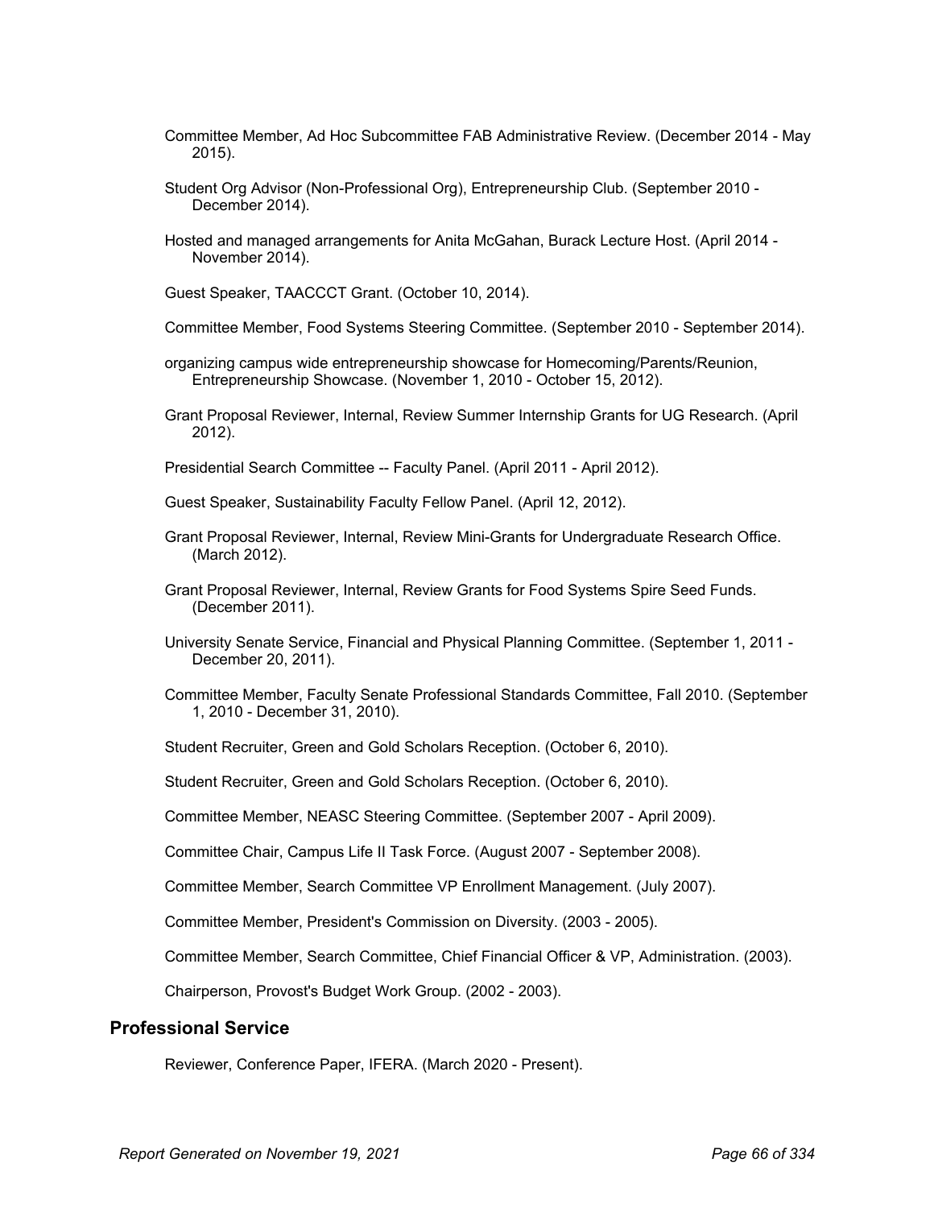Committee Member, Ad Hoc Subcommittee FAB Administrative Review. (December 2014 - May 2015).

Student Org Advisor (Non-Professional Org), Entrepreneurship Club. (September 2010 - December 2014).

Hosted and managed arrangements for Anita McGahan, Burack Lecture Host. (April 2014 - November 2014).

Guest Speaker, TAACCCT Grant. (October 10, 2014).

Committee Member, Food Systems Steering Committee. (September 2010 - September 2014).

organizing campus wide entrepreneurship showcase for Homecoming/Parents/Reunion, Entrepreneurship Showcase. (November 1, 2010 - October 15, 2012).

Grant Proposal Reviewer, Internal, Review Summer Internship Grants for UG Research. (April 2012).

Presidential Search Committee -- Faculty Panel. (April 2011 - April 2012).

Guest Speaker, Sustainability Faculty Fellow Panel. (April 12, 2012).

Grant Proposal Reviewer, Internal, Review Mini-Grants for Undergraduate Research Office. (March 2012).

Grant Proposal Reviewer, Internal, Review Grants for Food Systems Spire Seed Funds. (December 2011).

University Senate Service, Financial and Physical Planning Committee. (September 1, 2011 - December 20, 2011).

Committee Member, Faculty Senate Professional Standards Committee, Fall 2010. (September 1, 2010 - December 31, 2010).

Student Recruiter, Green and Gold Scholars Reception. (October 6, 2010).

Student Recruiter, Green and Gold Scholars Reception. (October 6, 2010).

Committee Member, NEASC Steering Committee. (September 2007 - April 2009).

Committee Chair, Campus Life II Task Force. (August 2007 - September 2008).

Committee Member, Search Committee VP Enrollment Management. (July 2007).

Committee Member, President's Commission on Diversity. (2003 - 2005).

Committee Member, Search Committee, Chief Financial Officer & VP, Administration. (2003).

Chairperson, Provost's Budget Work Group. (2002 - 2003).

## Professional Service

Reviewer, Conference Paper, IFERA. (March 2020 - Present).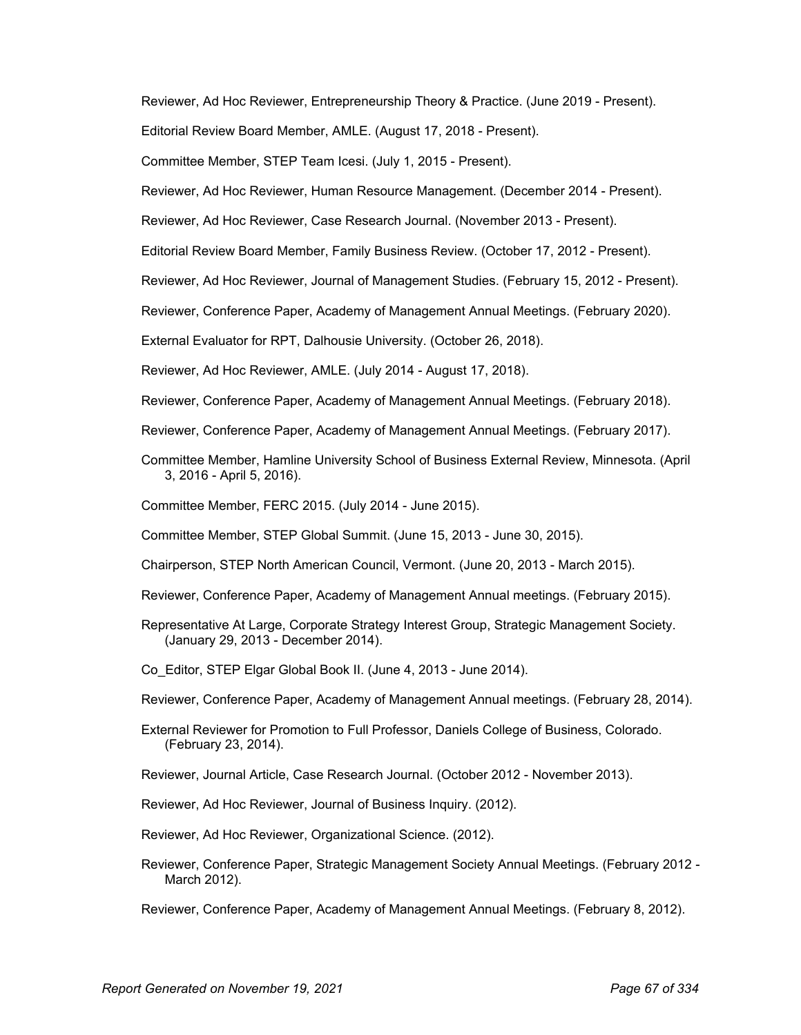Reviewer, Ad Hoc Reviewer, Entrepreneurship Theory & Practice. (June 2019 - Present).

Editorial Review Board Member, AMLE. (August 17, 2018 - Present).

Committee Member, STEP Team Icesi. (July 1, 2015 - Present).

Reviewer, Ad Hoc Reviewer, Human Resource Management. (December 2014 - Present).

Reviewer, Ad Hoc Reviewer, Case Research Journal. (November 2013 - Present).

Editorial Review Board Member, Family Business Review. (October 17, 2012 - Present).

Reviewer, Ad Hoc Reviewer, Journal of Management Studies. (February 15, 2012 - Present).

Reviewer, Conference Paper, Academy of Management Annual Meetings. (February 2020).

External Evaluator for RPT, Dalhousie University. (October 26, 2018).

Reviewer, Ad Hoc Reviewer, AMLE. (July 2014 - August 17, 2018).

Reviewer, Conference Paper, Academy of Management Annual Meetings. (February 2018).

Reviewer, Conference Paper, Academy of Management Annual Meetings. (February 2017).

Committee Member, Hamline University School of Business External Review, Minnesota. (April 3, 2016 - April 5, 2016).

Committee Member, FERC 2015. (July 2014 - June 2015).

Committee Member, STEP Global Summit. (June 15, 2013 - June 30, 2015).

Chairperson, STEP North American Council, Vermont. (June 20, 2013 - March 2015).

Reviewer, Conference Paper, Academy of Management Annual meetings. (February 2015).

Representative At Large, Corporate Strategy Interest Group, Strategic Management Society. (January 29, 2013 - December 2014).

Co_Editor, STEP Elgar Global Book II. (June 4, 2013 - June 2014).

Reviewer, Conference Paper, Academy of Management Annual meetings. (February 28, 2014).

External Reviewer for Promotion to Full Professor, Daniels College of Business, Colorado. (February 23, 2014).

Reviewer, Journal Article, Case Research Journal. (October 2012 - November 2013).

Reviewer, Ad Hoc Reviewer, Journal of Business Inquiry. (2012).

Reviewer, Ad Hoc Reviewer, Organizational Science. (2012).

Reviewer, Conference Paper, Strategic Management Society Annual Meetings. (February 2012 - March 2012).

Reviewer, Conference Paper, Academy of Management Annual Meetings. (February 8, 2012).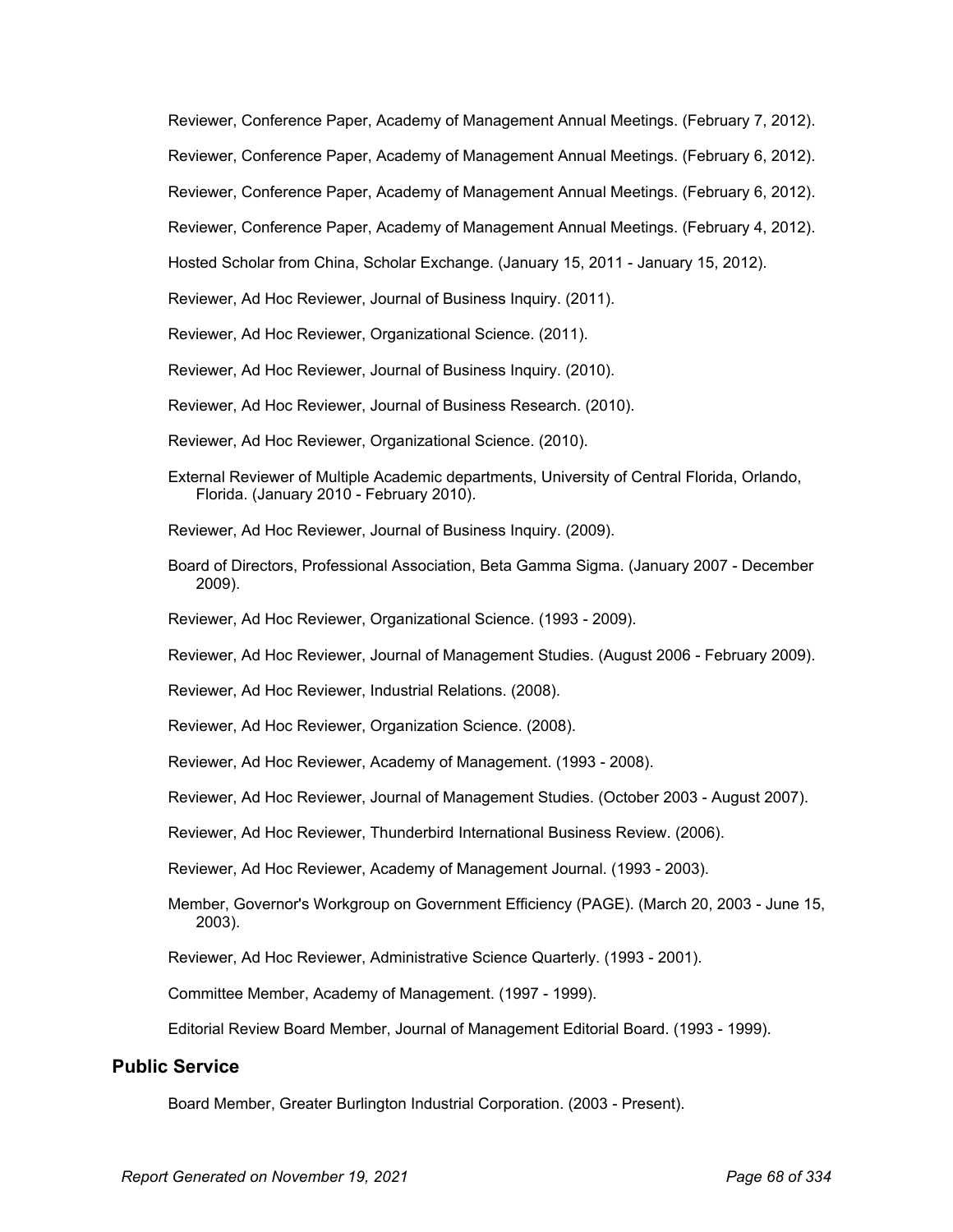Reviewer, Conference Paper, Academy of Management Annual Meetings. (February 7, 2012).

Reviewer, Conference Paper, Academy of Management Annual Meetings. (February 6, 2012).

Reviewer, Conference Paper, Academy of Management Annual Meetings. (February 6, 2012).

Reviewer, Conference Paper, Academy of Management Annual Meetings. (February 4, 2012).

Hosted Scholar from China, Scholar Exchange. (January 15, 2011 - January 15, 2012).

Reviewer, Ad Hoc Reviewer, Journal of Business Inquiry. (2011).

Reviewer, Ad Hoc Reviewer, Organizational Science. (2011).

Reviewer, Ad Hoc Reviewer, Journal of Business Inquiry. (2010).

Reviewer, Ad Hoc Reviewer, Journal of Business Research. (2010).

Reviewer, Ad Hoc Reviewer, Organizational Science. (2010).

External Reviewer of Multiple Academic departments, University of Central Florida, Orlando, Florida. (January 2010 - February 2010).

Reviewer, Ad Hoc Reviewer, Journal of Business Inquiry. (2009).

Board of Directors, Professional Association, Beta Gamma Sigma. (January 2007 - December 2009).

Reviewer, Ad Hoc Reviewer, Organizational Science. (1993 - 2009).

Reviewer, Ad Hoc Reviewer, Journal of Management Studies. (August 2006 - February 2009).

Reviewer, Ad Hoc Reviewer, Industrial Relations. (2008).

Reviewer, Ad Hoc Reviewer, Organization Science. (2008).

Reviewer, Ad Hoc Reviewer, Academy of Management. (1993 - 2008).

Reviewer, Ad Hoc Reviewer, Journal of Management Studies. (October 2003 - August 2007).

Reviewer, Ad Hoc Reviewer, Thunderbird International Business Review. (2006).

Reviewer, Ad Hoc Reviewer, Academy of Management Journal. (1993 - 2003).

Member, Governor's Workgroup on Government Efficiency (PAGE). (March 20, 2003 - June 15, 2003).

Reviewer, Ad Hoc Reviewer, Administrative Science Quarterly. (1993 - 2001).

Committee Member, Academy of Management. (1997 - 1999).

Editorial Review Board Member, Journal of Management Editorial Board. (1993 - 1999).

## Public Service

Board Member, Greater Burlington Industrial Corporation. (2003 - Present).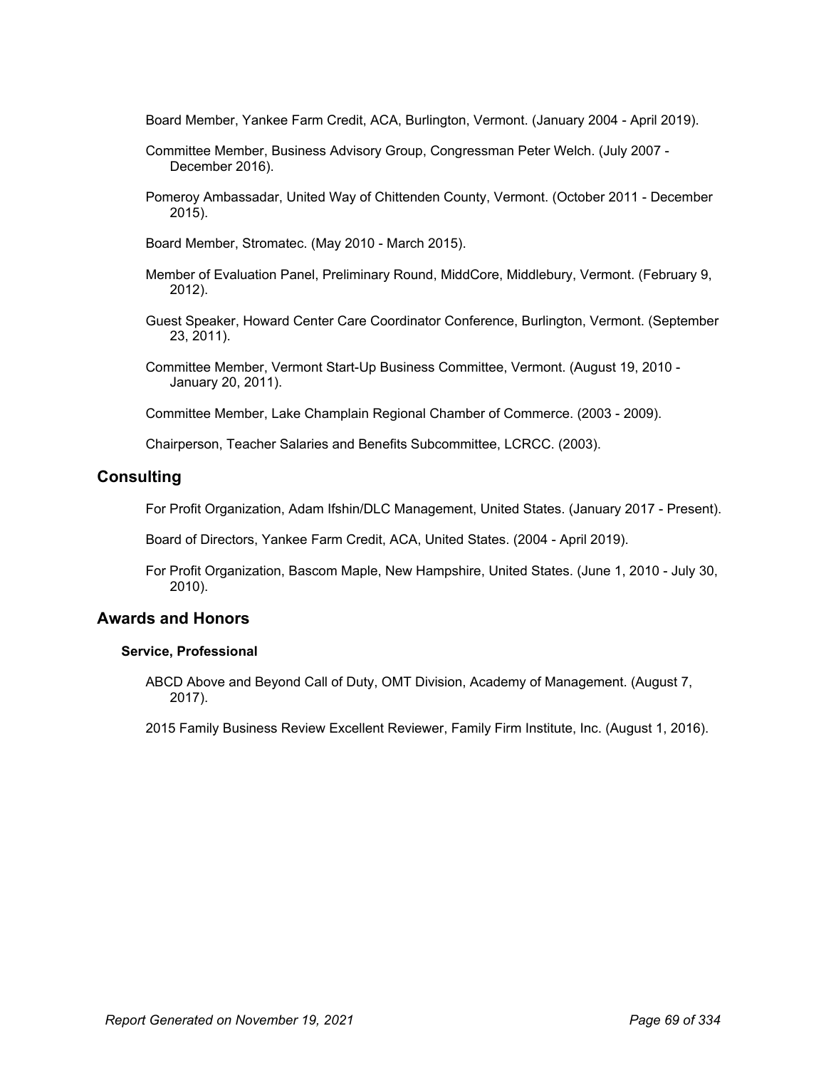Board Member, Yankee Farm Credit, ACA, Burlington, Vermont. (January 2004 - April 2019).

Committee Member, Business Advisory Group, Congressman Peter Welch. (July 2007 - December 2016).

Pomeroy Ambassadar, United Way of Chittenden County, Vermont. (October 2011 - December 2015).

Board Member, Stromatec. (May 2010 - March 2015).

Member of Evaluation Panel, Preliminary Round, MiddCore, Middlebury, Vermont. (February 9, 2012).

Guest Speaker, Howard Center Care Coordinator Conference, Burlington, Vermont. (September 23, 2011).

Committee Member, Vermont Start-Up Business Committee, Vermont. (August 19, 2010 - January 20, 2011).

Committee Member, Lake Champlain Regional Chamber of Commerce. (2003 - 2009).

Chairperson, Teacher Salaries and Benefits Subcommittee, LCRCC. (2003).

## Consulting

For Profit Organization, Adam Ifshin/DLC Management, United States. (January 2017 - Present).

Board of Directors, Yankee Farm Credit, ACA, United States. (2004 - April 2019).

For Profit Organization, Bascom Maple, New Hampshire, United States. (June 1, 2010 - July 30, 2010).

## Awards and Honors

### Service, Professional

ABCD Above and Beyond Call of Duty, OMT Division, Academy of Management. (August 7, 2017).

2015 Family Business Review Excellent Reviewer, Family Firm Institute, Inc. (August 1, 2016).